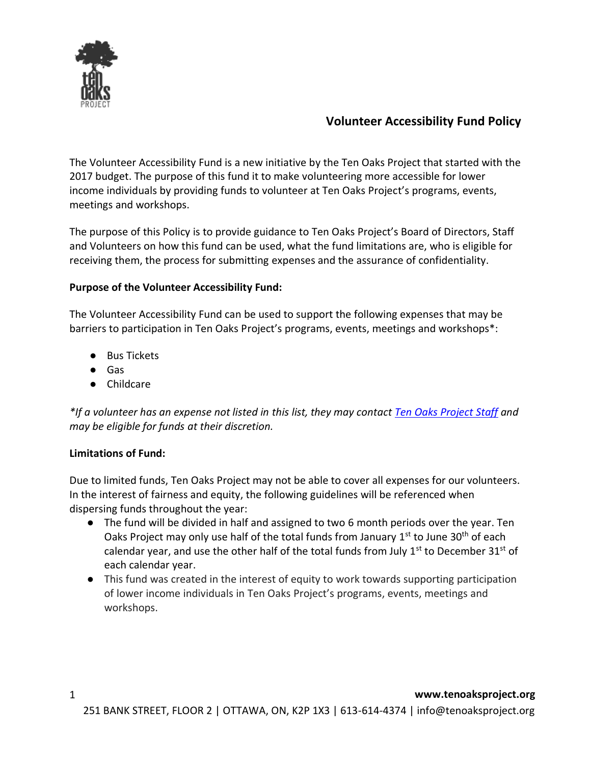# Volunteer Accessibility Fund Policy

The Volunteer Accessibility Fund is a new initiative by the Ten Oaks Project that started with the 2017 budget. The purpose of this fund it to make volunteering more accessible for lower income individuals by providing funds to volunteer at Ten Oaks Project's programs, events, meetings and workshops.

The purpose of this Policy is to provide guidance to Ten Oaks Project's Board of Directors, Staff and Volunteers on how this fund can be used, what the fund limitations are, who is eligible for receiving them, the process for submitting expenses and the assurance of confidentiality.

**Purpose of the Volunteer Accessibility Fund:**

The Volunteer Accessibility Fund can be used to support the following expenses that may be barriers to participation in Ten Oaks Project's programs, events, meetings and workshops*:

- Bus Tickets
- Gas
- Childcare

*\*If a volunteer has an expense not listed in this list, they may contact Ten Oaks Project Staff and may be eligible for funds at their discretion.*

**Limitations of Fund:**

Due to limited funds, Ten Oaks Project may not be able to cover all expenses for our volunteers. In the interest of fairness and equity, the following guidelines will be referenced when dispersing funds throughout the year:

- The fund will be divided in half and assigned to two 6 month periods over the year. Ten Oaks Project may only use half of the total funds from January 1st to June 30th of each calendar year, and use the other half of the total funds from July 1st to December 31st of each calendar year.
- This fund was created in the interest of equity to work towards supporting participation of lower income individuals in Ten Oaks Project's programs, events, meetings and workshops.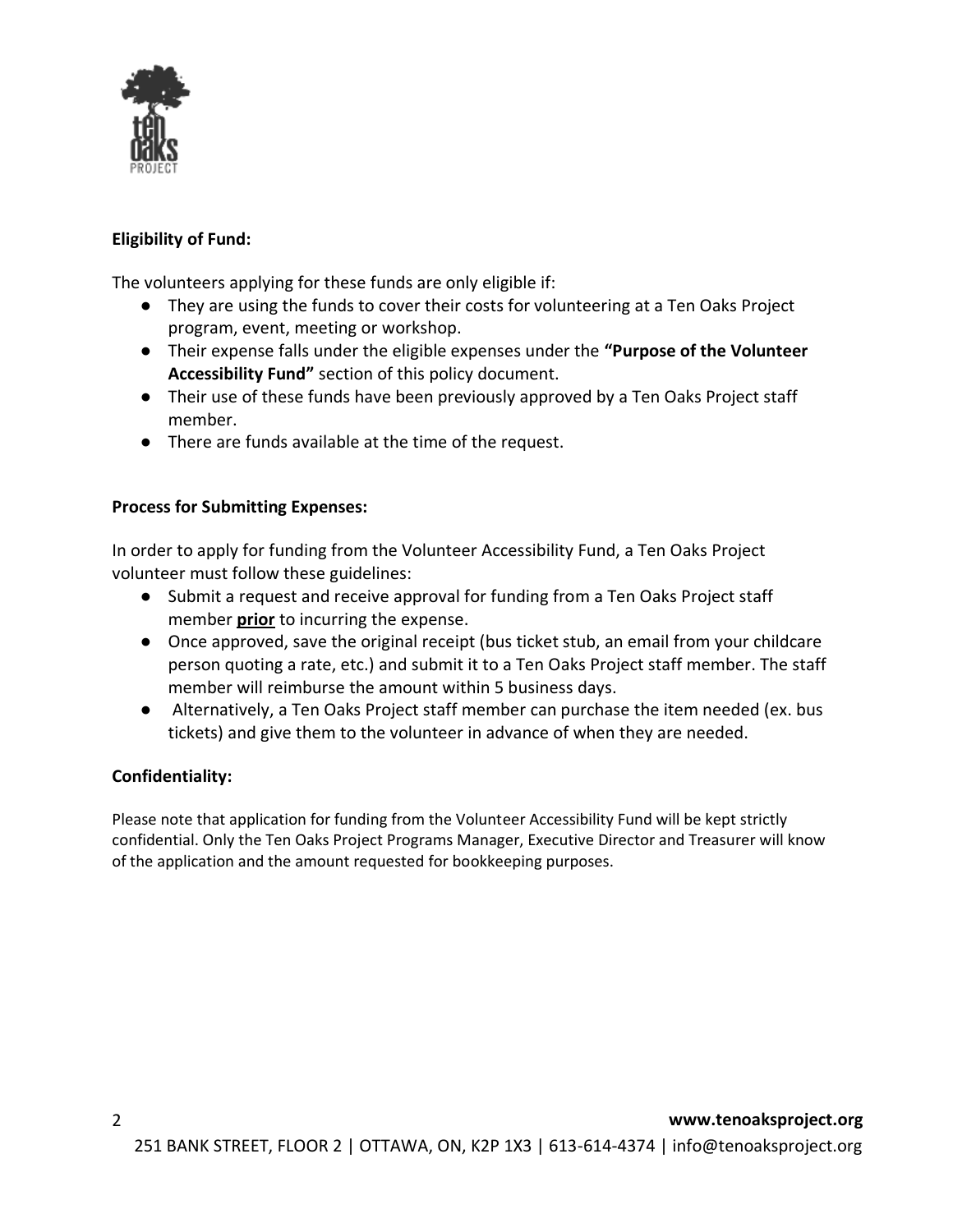**Eligibility of Fund:**

The volunteers applying for these funds are only eligible if:

- They are using the funds to cover their costs for volunteering at a Ten Oaks Project program, event, meeting or workshop.
- Their expense falls under the eligible expenses under the **"Purpose of the Volunteer Accessibility Fund"** section of this policy document.
- Their use of these funds have been previously approved by a Ten Oaks Project staff member.
- There are funds available at the time of the request.

**Process for Submitting Expenses:**

In order to apply for funding from the Volunteer Accessibility Fund, a Ten Oaks Project volunteer must follow these guidelines:

- Submit a request and receive approval for funding from a Ten Oaks Project staff member **prior** to incurring the expense.
- Once approved, save the original receipt (bus ticket stub, an email from your childcare person quoting a rate, etc.) and submit it to a Ten Oaks Project staff member. The staff member will reimburse the amount within 5 business days.
- Alternatively, a Ten Oaks Project staff member can purchase the item needed (ex. bus tickets) and give them to the volunteer in advance of when they are needed.

**Confidentiality:**

Please note that application for funding from the Volunteer Accessibility Fund will be kept strictly confidential. Only the Ten Oaks Project Programs Manager, Executive Director and Treasurer will know of the application and the amount requested for bookkeeping purposes.